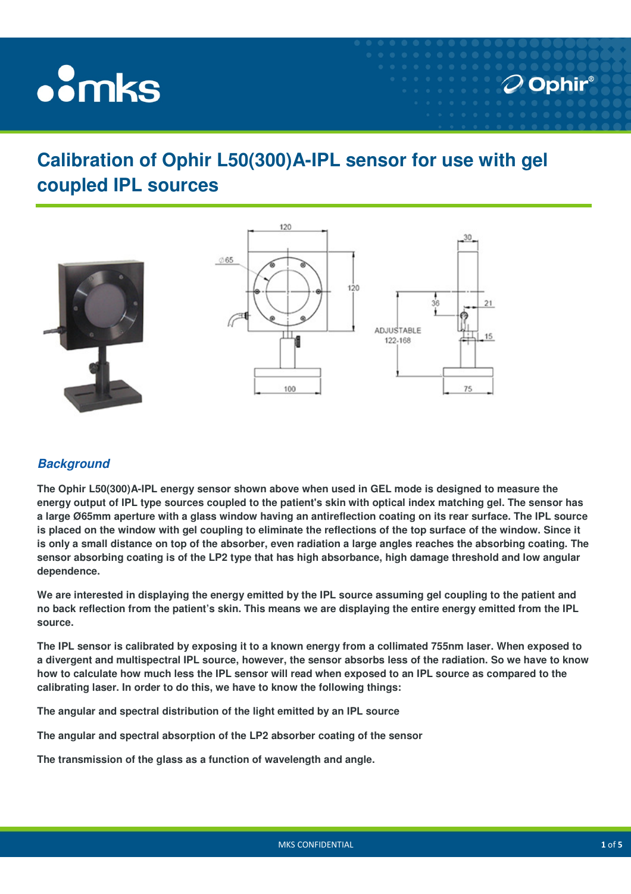# Calibration of Ophir L50(300)A-IPL sensor for use with gel coupled IPL sources

## *Background*

**The Ophir L50(300)A-IPL energy sensor shown above when used in GEL mode is designed to measure the energy output of IPL type sources coupled to the patient's skin with optical index matching gel. The sensor has a large Ø65mm aperture with a glass window having an antireflection coating on its rear surface. The IPL source is placed on the window with gel coupling to eliminate the reflections of the top surface of the window. Since it is only a small distance on top of the absorber, even radiation a large angles reaches the absorbing coating. The sensor absorbing coating is of the LP2 type that has high absorbance, high damage threshold and low angular dependence.**

**We are interested in displaying the energy emitted by the IPL source assuming gel coupling to the patient and no back reflection from the patient's skin. This means we are displaying the entire energy emitted from the IPL source.**

**The IPL sensor is calibrated by exposing it to a known energy from a collimated 755nm laser. When exposed to a divergent and multispectral IPL source, however, the sensor absorbs less of the radiation. So we have to know how to calculate how much less the IPL sensor will read when exposed to an IPL source as compared to the calibrating laser. In order to do this, we have to know the following things:**

**The angular and spectral distribution of the light emitted by an IPL source**

**The angular and spectral absorption of the LP2 absorber coating of the sensor**

**The transmission of the glass as a function of wavelength and angle.**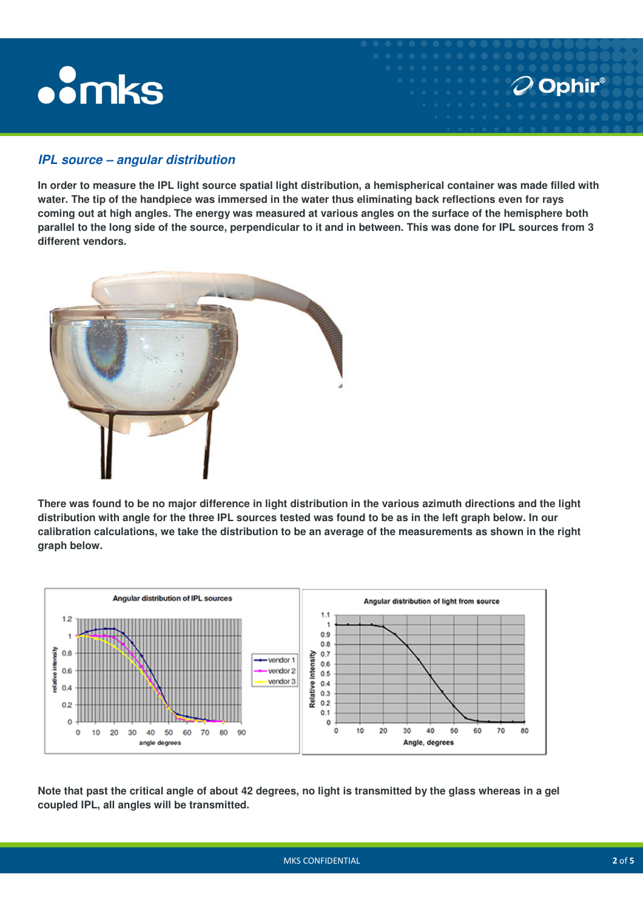## *IPL source – angular distribution*

**In order to measure the IPL light source spatial light distribution, a hemispherical container was made filled with water. The tip of the handpiece was immersed in the water thus eliminating back reflections even for rays coming out at high angles. The energy was measured at various angles on the surface of the hemisphere both parallel to the long side of the source, perpendicular to it and in between. This was done for IPL sources from 3 different vendors.**

**There was found to be no major difference in light distribution in the various azimuth directions and the light distribution with angle for the three IPL sources tested was found to be as in the left graph below. In our calibration calculations, we take the distribution to be an average of the measurements as shown in the right graph below.**

**Note that past the critical angle of about 42 degrees, no light is transmitted by the glass whereas in a gel coupled IPL, all angles will be transmitted.**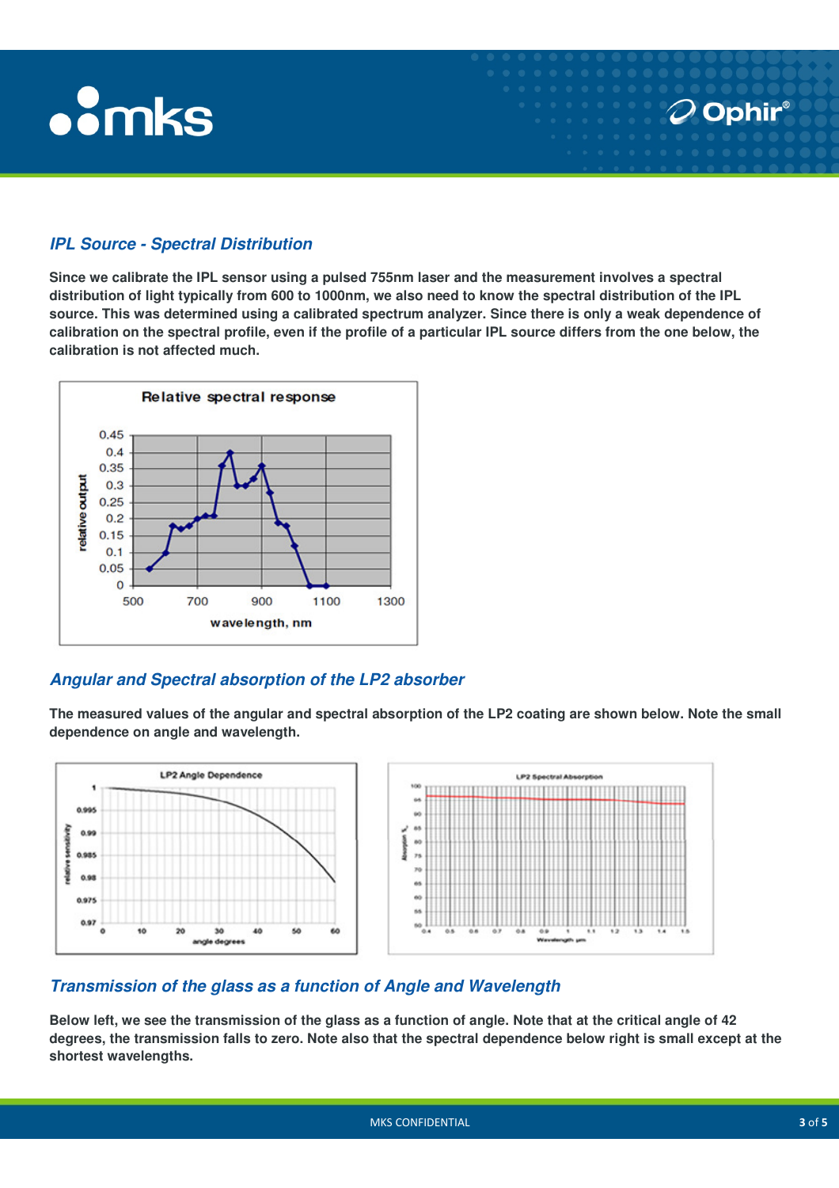## IPL Source - Spectral Distribution

**Since we calibrate the IPL sensor using a pulsed 755nm laser and the measurement involves a spectral distribution of light typically from 600 to 1000nm, we also need to know the spectral distribution of the IPL source. This was determined using a calibrated spectrum analyzer. Since there is only a weak dependence of calibration on the spectral profile, even if the profile of a particular IPL source differs from the one below, the calibration is not affected much.**

## Angular and Spectral absorption of the LP2 absorber

**The measured values of the angular and spectral absorption of the LP2 coating are shown below. Note the small dependence on angle and wavelength.**

## Transmission of the glass as a function of Angle and Wavelength

**Below left, we see the transmission of the glass as a function of angle. Note that at the critical angle of 42 degrees, the transmission falls to zero. Note also that the spectral dependence below right is small except at the shortest wavelengths.**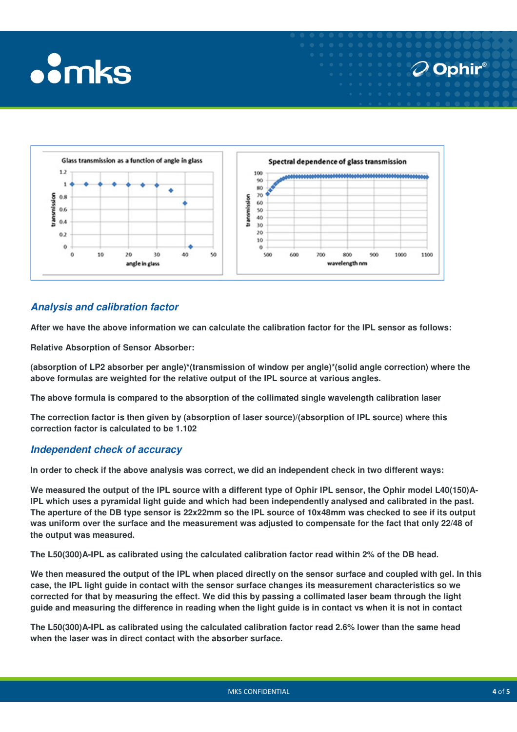## *Analysis and calibration factor*

**After we have the above information we can calculate the calibration factor for the IPL sensor as follows:**

**Relative Absorption of Sensor Absorber:**

**(absorption of LP2 absorber per angle)*(transmission of window per angle)*(solid angle correction) where the above formulas are weighted for the relative output of the IPL source at various angles.**

**The above formula is compared to the absorption of the collimated single wavelength calibration laser**

**The correction factor is then given by (absorption of laser source)/(absorption of IPL source) where this correction factor is calculated to be 1.102**

## *Independent check of accuracy*

**In order to check if the above analysis was correct, we did an independent check in two different ways:**

**We measured the output of the IPL source with a different type of Ophir IPL sensor, the Ophir model L40(150)A-IPL which uses a pyramidal light guide and which had been independently analysed and calibrated in the past. The aperture of the DB type sensor is 22x22mm so the IPL source of 10x48mm was checked to see if its output was uniform over the surface and the measurement was adjusted to compensate for the fact that only 22/48 of the output was measured.**

**The L50(300)A-IPL as calibrated using the calculated calibration factor read within 2% of the DB head.**

**We then measured the output of the IPL when placed directly on the sensor surface and coupled with gel. In this case, the IPL light guide in contact with the sensor surface changes its measurement characteristics so we corrected for that by measuring the effect. We did this by passing a collimated laser beam through the light guide and measuring the difference in reading when the light guide is in contact vs when it is not in contact**

**The L50(300)A-IPL as calibrated using the calculated calibration factor read 2.6% lower than the same head when the laser was in direct contact with the absorber surface.**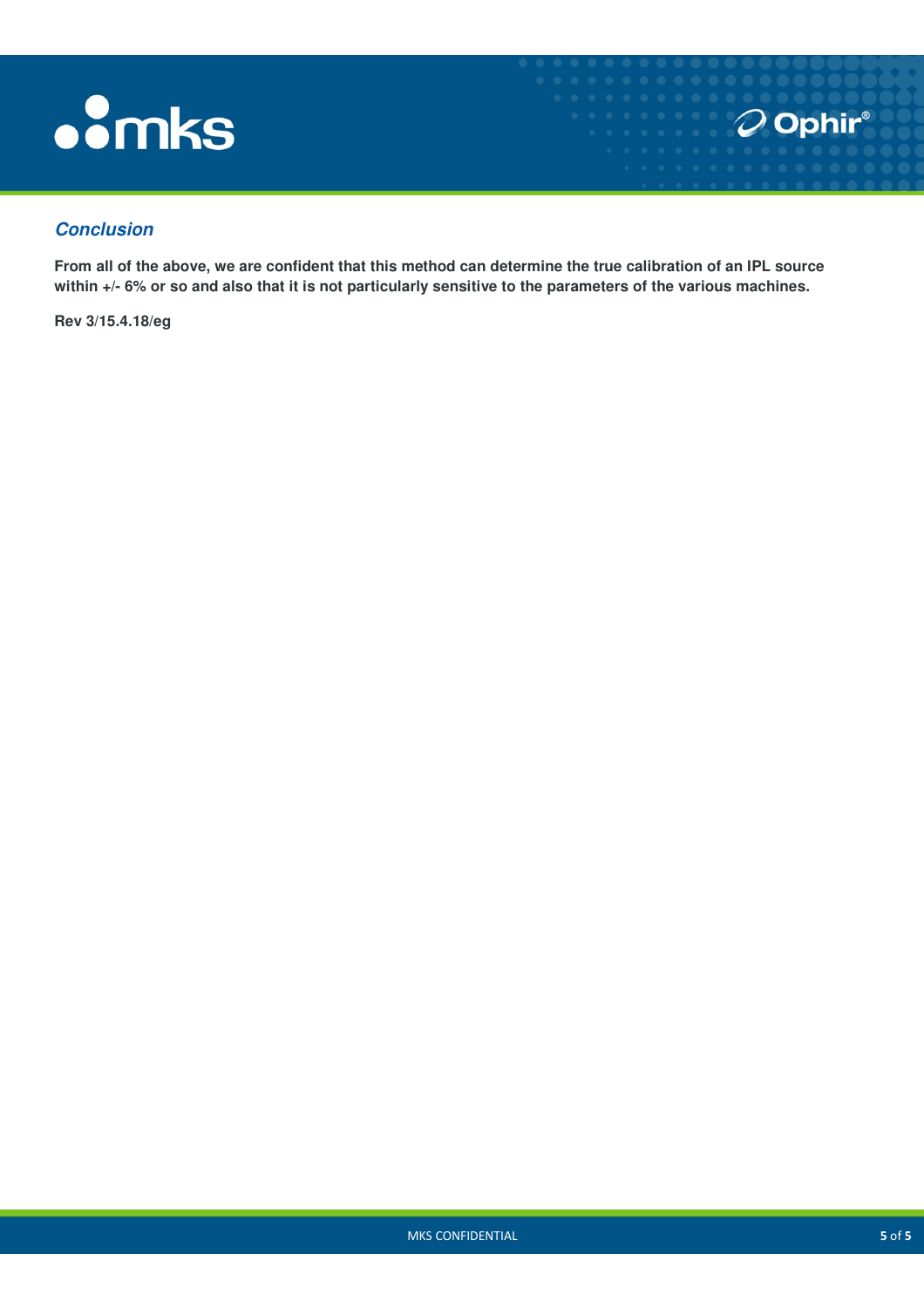## *Conclusion*

**From all of the above, we are confident that this method can determine the true calibration of an IPL source within +/- 6% or so and also that it is not particularly sensitive to the parameters of the various machines.**

**Rev 3/15.4.18/eg**